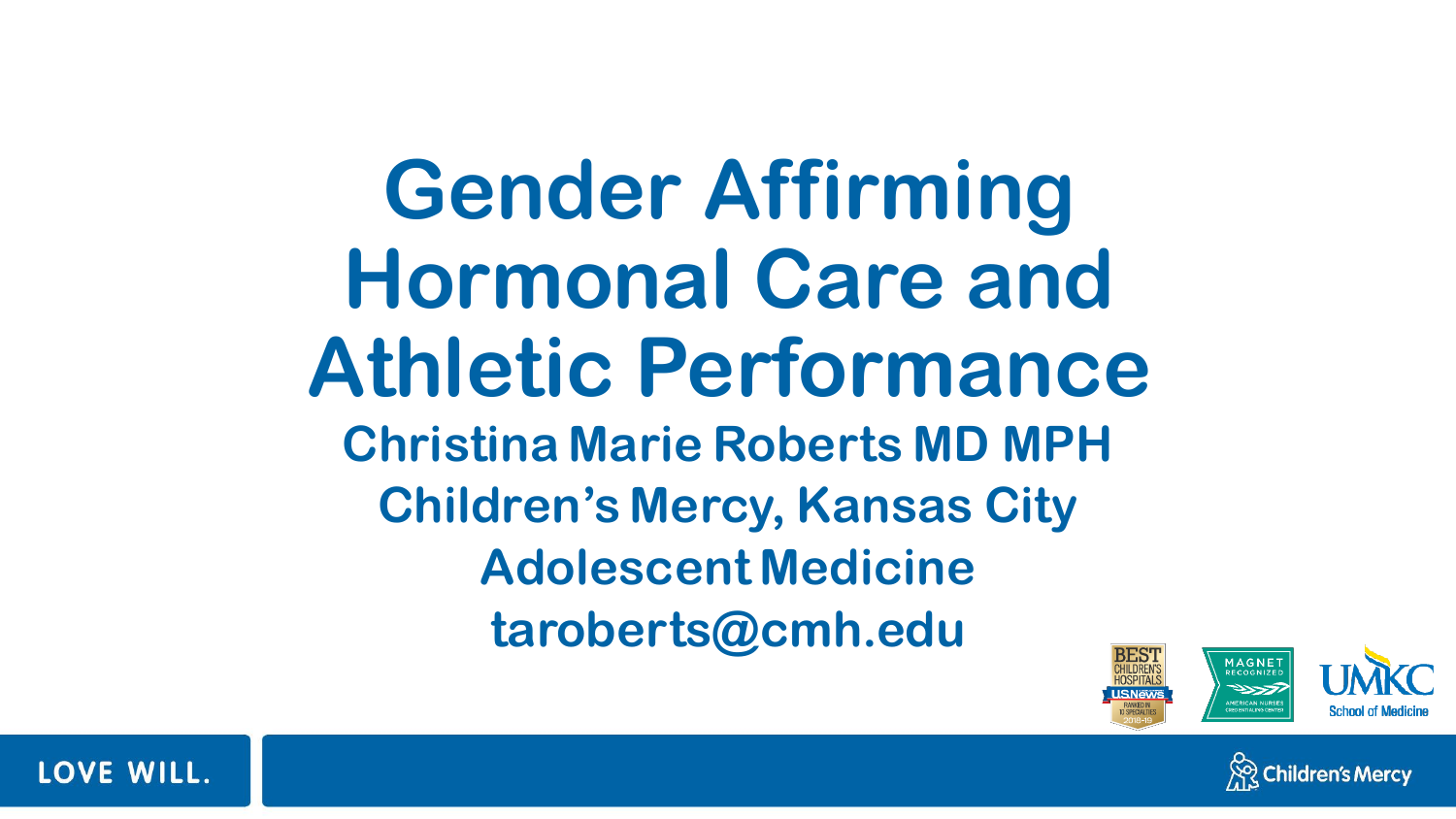# Gender Affirming Hormonal Care and Athletic Performance

**Christina Marie Roberts MD MPH**

**Children's Mercy, Kansas City**

**Adolescent Medicine**

**taroberts@cmh.edu**

LOVE WILL.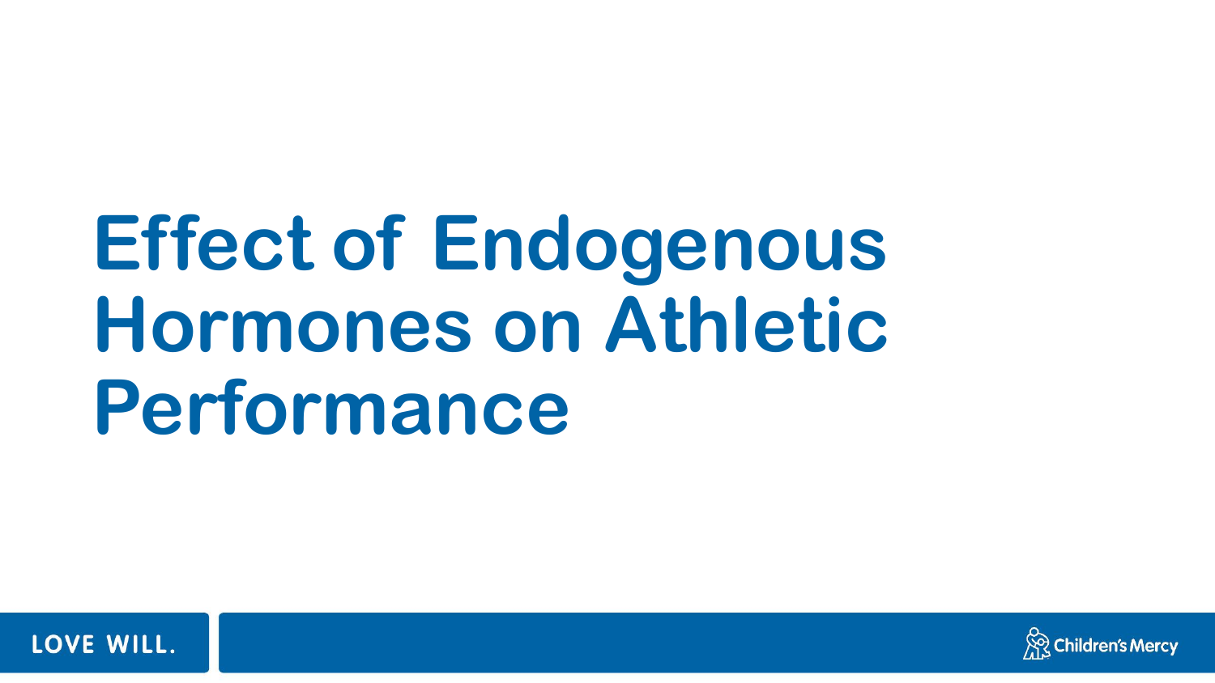# Effect of Endogenous Hormones on Athletic Performance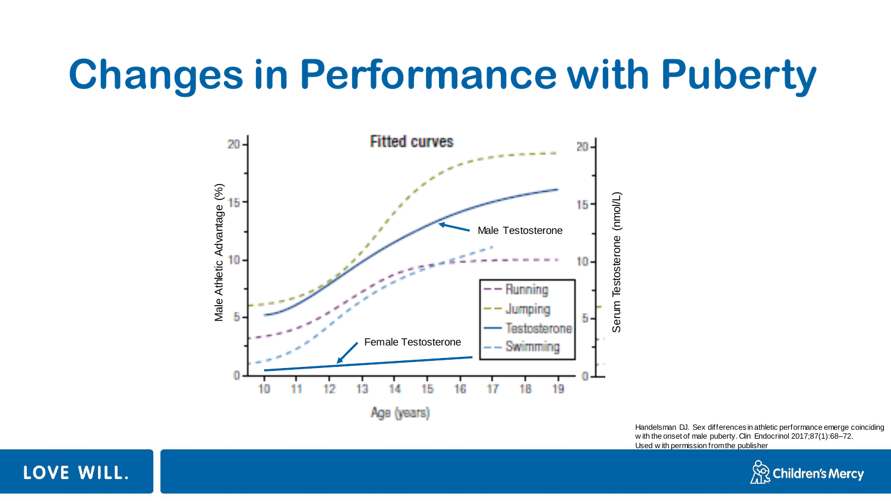# Changes in Performance with Puberty

Fitted curves

Male Athletic Advantage (%)

Serum Testosterone (nmol/L)

Age (years)

Male Testosterone

Female Testosterone

Running

Jumping

Testosterone

Swimming

Handelsman DJ. Sex differences in athletic performance emerge coinciding with the onset of male puberty. Clin Endocrinol 2017;87(1):68–72. Used with permission from the publisher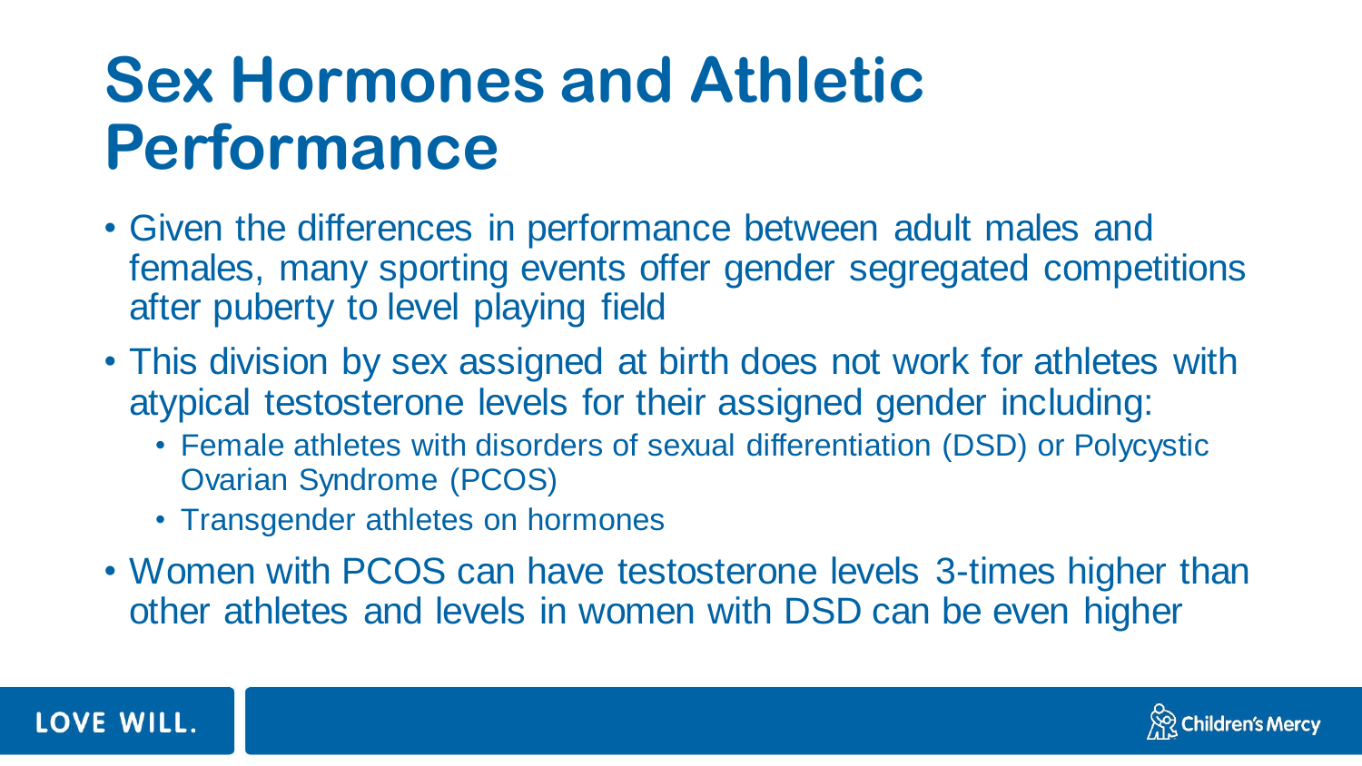# Sex Hormones and Athletic Performance

- Given the differences in performance between adult males and females, many sporting events offer gender segregated competitions after puberty to level playing field
- This division by sex assigned at birth does not work for athletes with atypical testosterone levels for their assigned gender including:
  - Female athletes with disorders of sexual differentiation (DSD) or Polycystic Ovarian Syndrome (PCOS)
  - Transgender athletes on hormones
- Women with PCOS can have testosterone levels 3-times higher than other athletes and levels in women with DSD can be even higher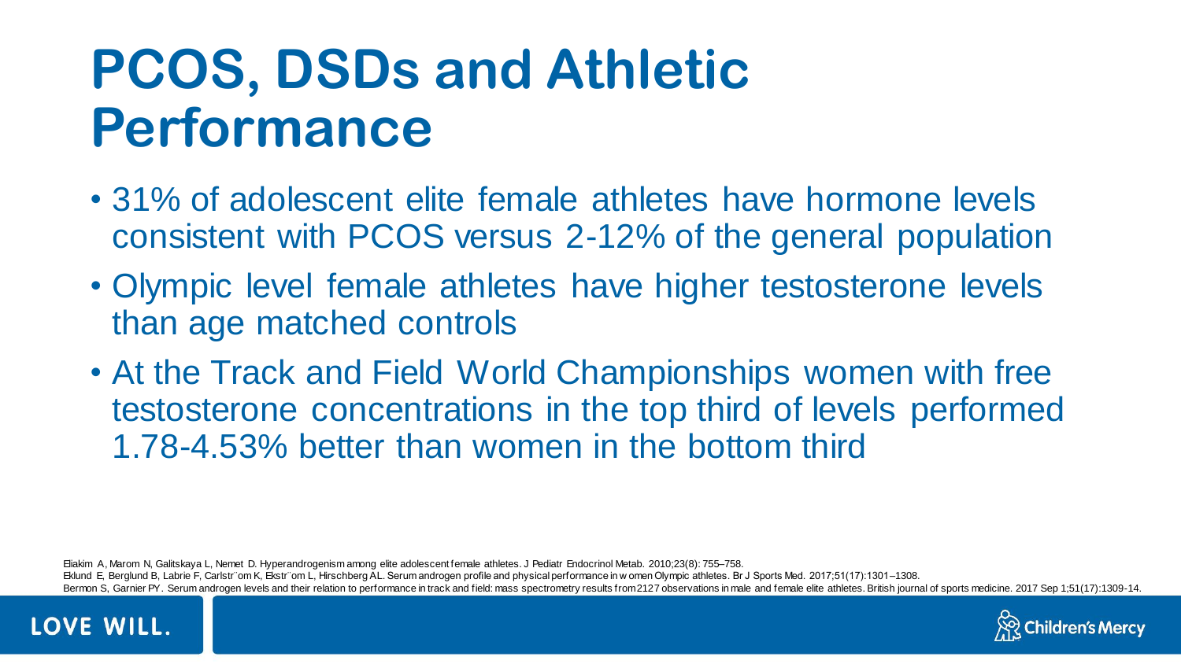# PCOS, DSDs and Athletic Performance

- 31% of adolescent elite female athletes have hormone levels consistent with PCOS versus 2-12% of the general population
- Olympic level female athletes have higher testosterone levels than age matched controls
- At the Track and Field World Championships women with free testosterone concentrations in the top third of levels performed 1.78-4.53% better than women in the bottom third

Eliakim A, Marom N, Galitskaya L, Nemet D. Hyperandrogenism among elite adolescent female athletes. J Pediatr Endocrinol Metab. 2010;23(8): 755–758.

Eklund E, Berglund B, Labrie F, Carlstr¨om K, Ekstr¨om L, Hirschberg AL. Serum androgen profile and physical performance in w omen Olympic athletes. Br J Sports Med. 2017;51(17):1301–1308.

Bermon S, Garnier PY. Serum androgen levels and their relation to performance in track and field: mass spectrometry results from 2127 observations in male and female elite athletes. British journal of sports medicine. 2017 Sep 1;51(17):1309-14.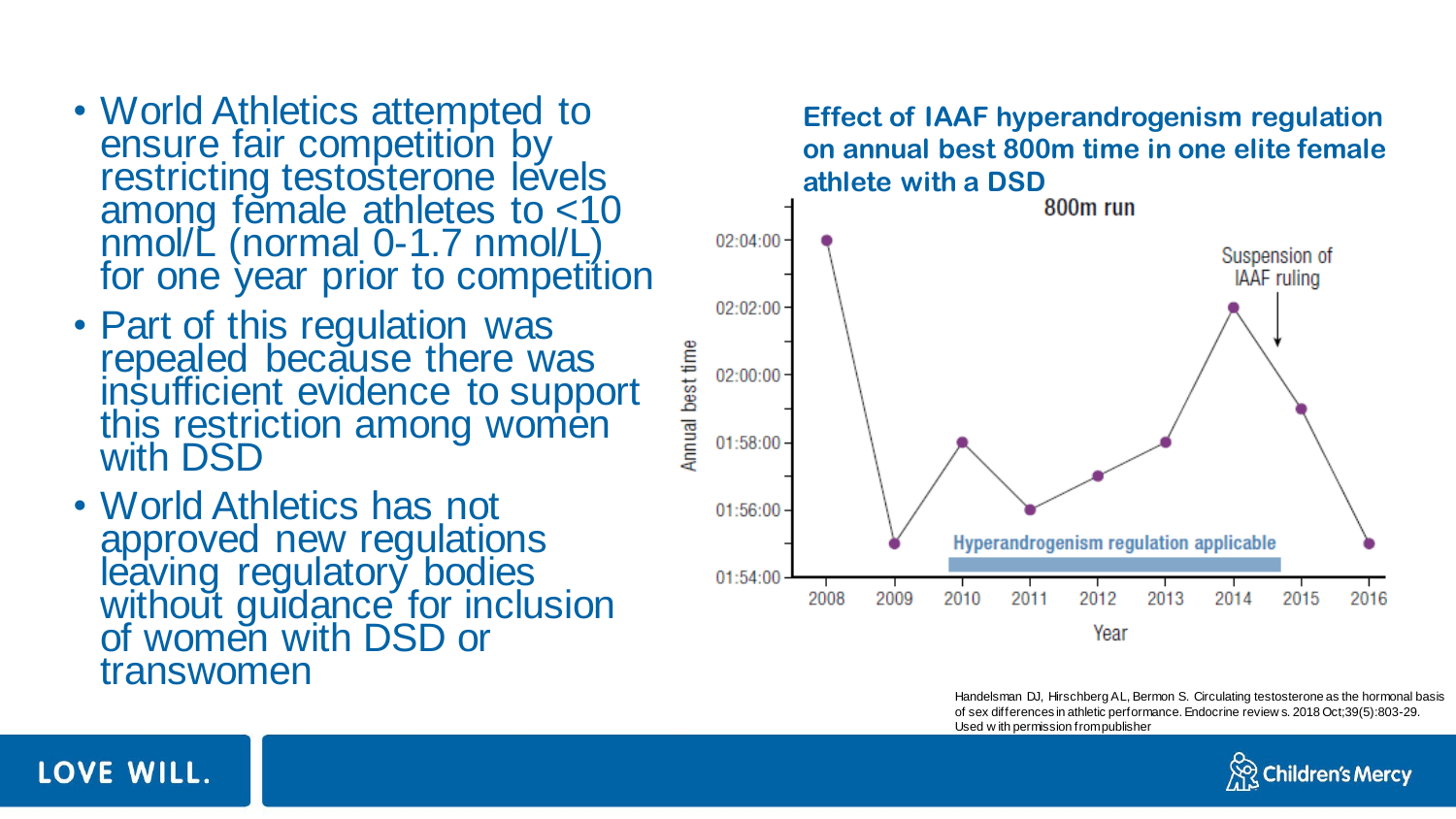- World Athletics attempted to ensure fair competition by restricting testosterone levels among female athletes to <10 nmol/L (normal 0-1.7 nmol/L) for one year prior to competition
- Part of this regulation was repealed because there was insufficient evidence to support this restriction among women with DSD
- World Athletics has not approved new regulations leaving regulatory bodies without guidance for inclusion of women with DSD or transwomen

**Effect of IAAF hyperandrogenism regulation on annual best 800m time in one elite female athlete with a DSD**

800m run

| Year | Annual best time |
|---|---|
| 2008 | 02:04:00 |
| 2009 | 01:55:00 |
| 2010 | 01:58:00 |
| 2011 | 01:56:00 |
| 2012 | 01:57:00 |
| 2013 | 01:58:00 |
| 2014 | 02:02:00 |
| 2015 | 01:59:00 |
| 2016 | 01:55:00 |

Hyperandrogenism regulation applicable (2010–2015); Suspension of IAAF ruling (2015)

Handelsman DJ, Hirschberg AL, Bermon S. Circulating testosterone as the hormonal basis of sex differences in athletic performance. Endocrine reviews. 2018 Oct;39(5):803-29. Used with permission from publisher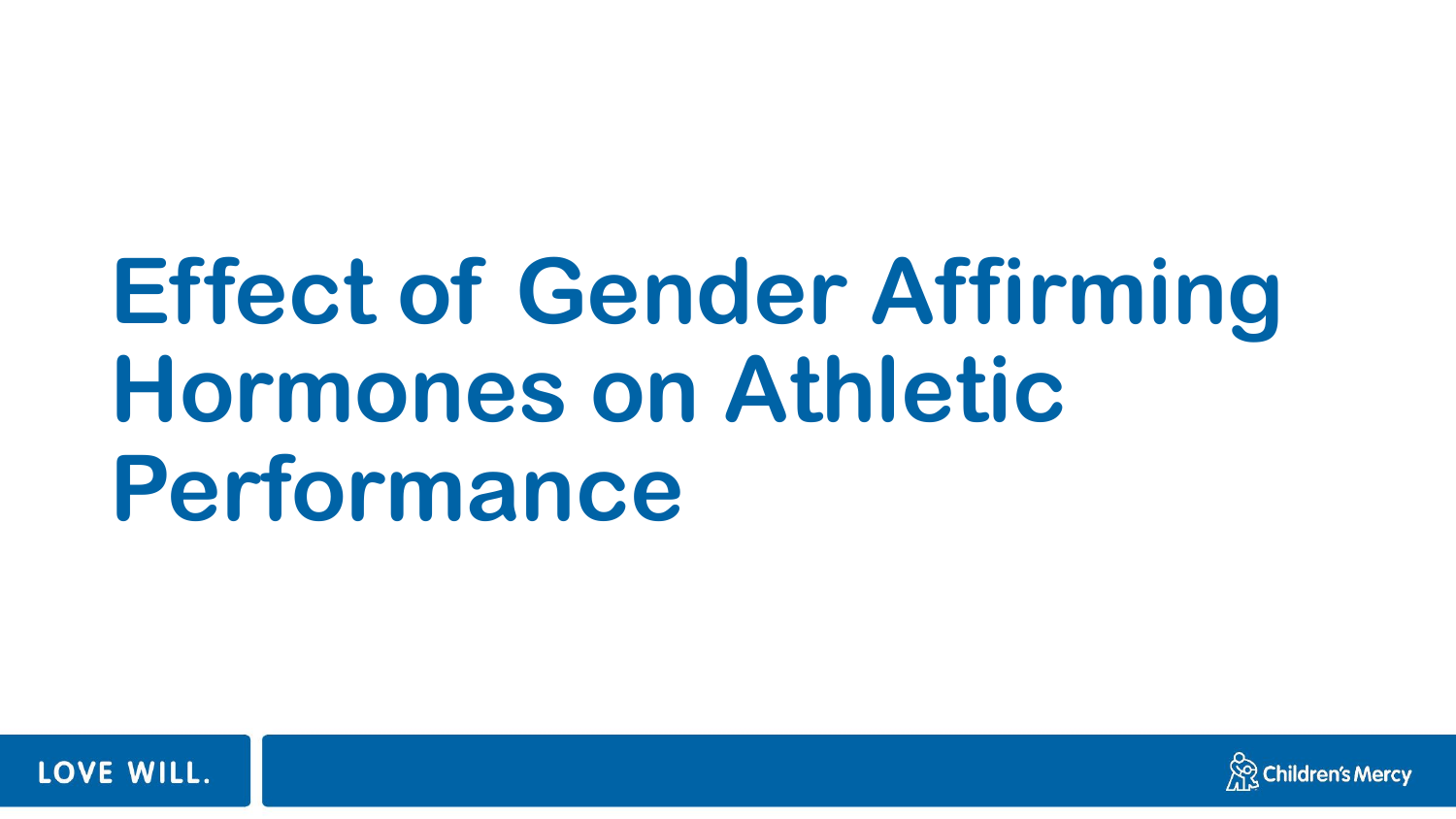# Effect of Gender Affirming Hormones on Athletic Performance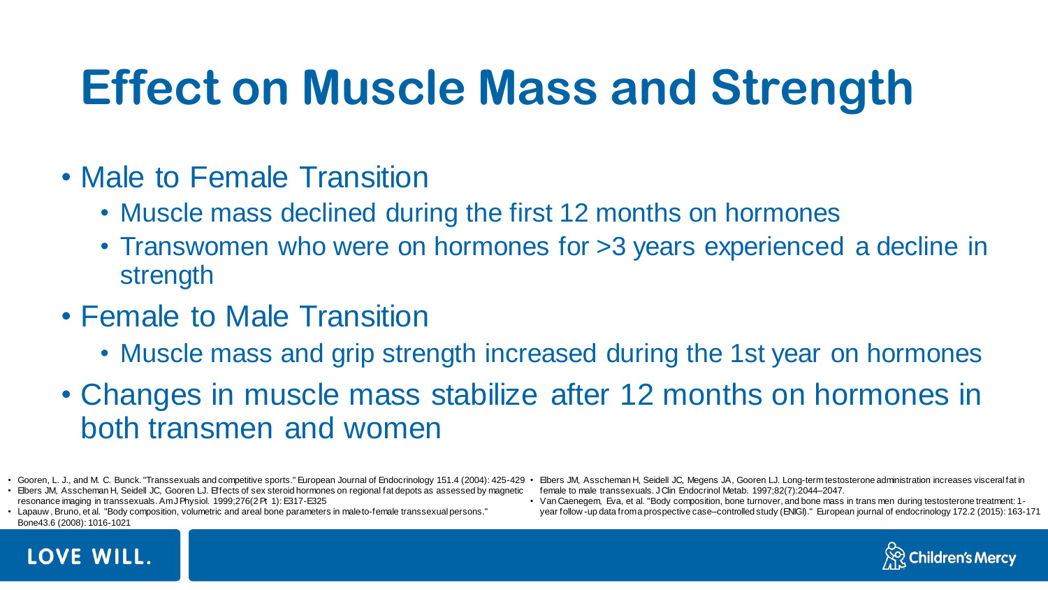# Effect on Muscle Mass and Strength

- Male to Female Transition
  - Muscle mass declined during the first 12 months on hormones
  - Transwomen who were on hormones for >3 years experienced a decline in strength
- Female to Male Transition
  - Muscle mass and grip strength increased during the 1st year on hormones
- Changes in muscle mass stabilize after 12 months on hormones in both transmen and women

- Gooren, L. J., and M. C. Bunck. "Transsexuals and competitive sports." European Journal of Endocrinology 151.4 (2004): 425-429
- Elbers JM, Asscheman H, Seidell JC, Gooren LJ. Effects of sex steroid hormones on regional fat depots as assessed by magnetic resonance imaging in transsexuals. Am J Physiol. 1999;276(2 Pt 1):E317-E325
- Lapauw, Bruno, et al. "Body composition, volumetric and areal bone parameters in male-to-female transsexual persons." Bone 43.6 (2008): 1016-1021
- Elbers JM, Asscheman H, Seidell JC, Megens JA, Gooren LJ. Long-term testosterone administration increases visceral fat in female to male transsexuals. J Clin Endocrinol Metab. 1997;82(7):2044–2047.
- Van Caenegem, Eva, et al. "Body composition, bone turnover, and bone mass in trans men during testosterone treatment: 1-year follow-up data from a prospective case–controlled study (ENIGI)." European journal of endocrinology 172.2 (2015): 163-171

LOVE WILL.

Children's Mercy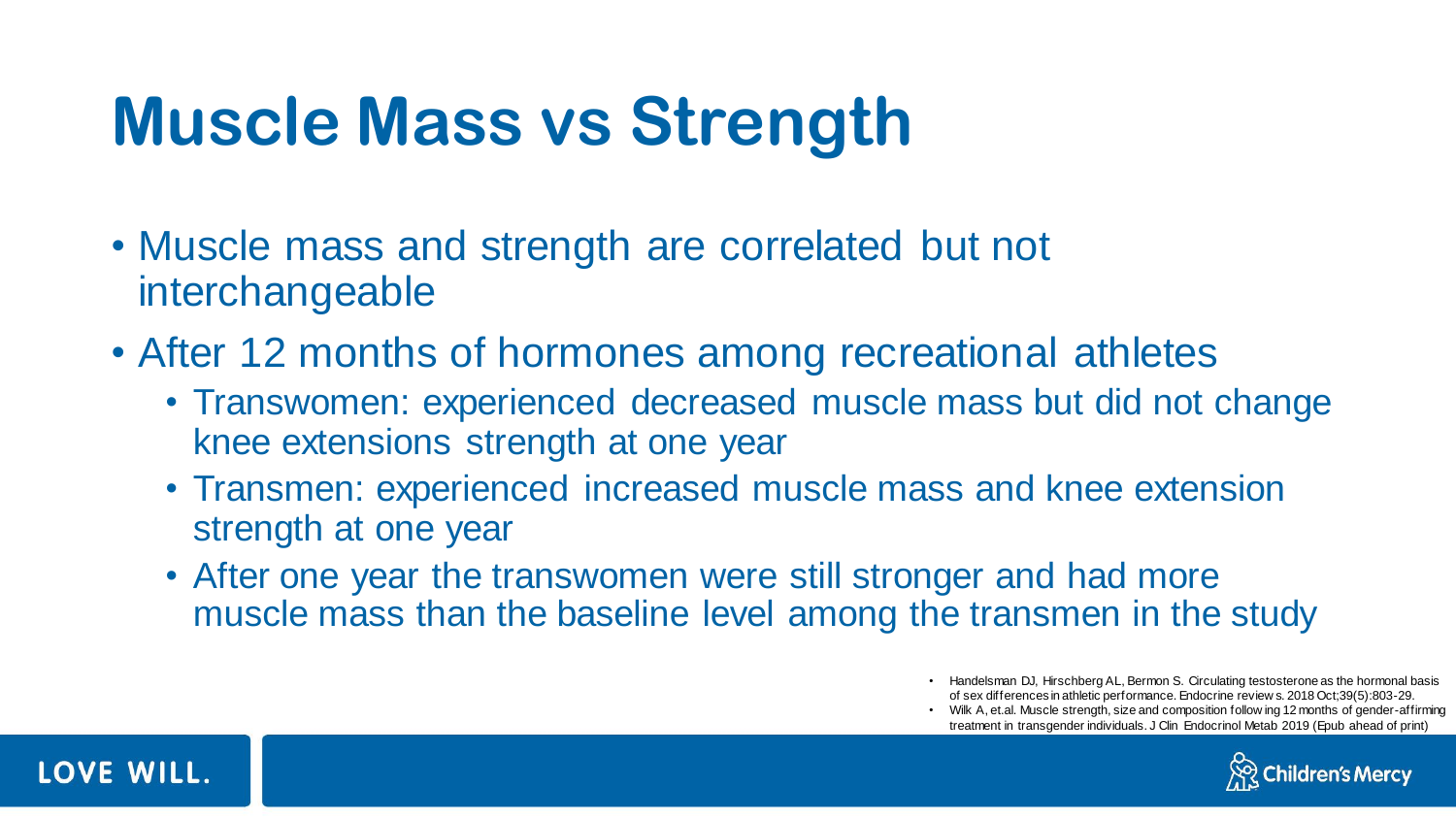# Muscle Mass vs Strength

- Muscle mass and strength are correlated but not interchangeable
- After 12 months of hormones among recreational athletes
  - Transwomen: experienced decreased muscle mass but did not change knee extensions strength at one year
  - Transmen: experienced increased muscle mass and knee extension strength at one year
  - After one year the transwomen were still stronger and had more muscle mass than the baseline level among the transmen in the study

- Handelsman DJ, Hirschberg AL, Bermon S. Circulating testosterone as the hormonal basis of sex differences in athletic performance. Endocrine reviews. 2018 Oct;39(5):803-29.
- Wilk A, et.al. Muscle strength, size and composition following 12 months of gender-affirming treatment in transgender individuals. J Clin Endocrinol Metab 2019 (Epub ahead of print)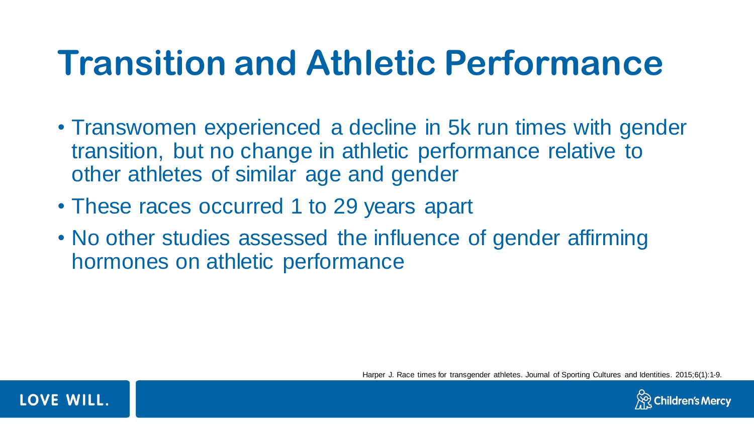# Transition and Athletic Performance

- Transwomen experienced a decline in 5k run times with gender transition, but no change in athletic performance relative to other athletes of similar age and gender
- These races occurred 1 to 29 years apart
- No other studies assessed the influence of gender affirming hormones on athletic performance

Harper J. Race times for transgender athletes. Journal of Sporting Cultures and Identities. 2015;6(1):1-9.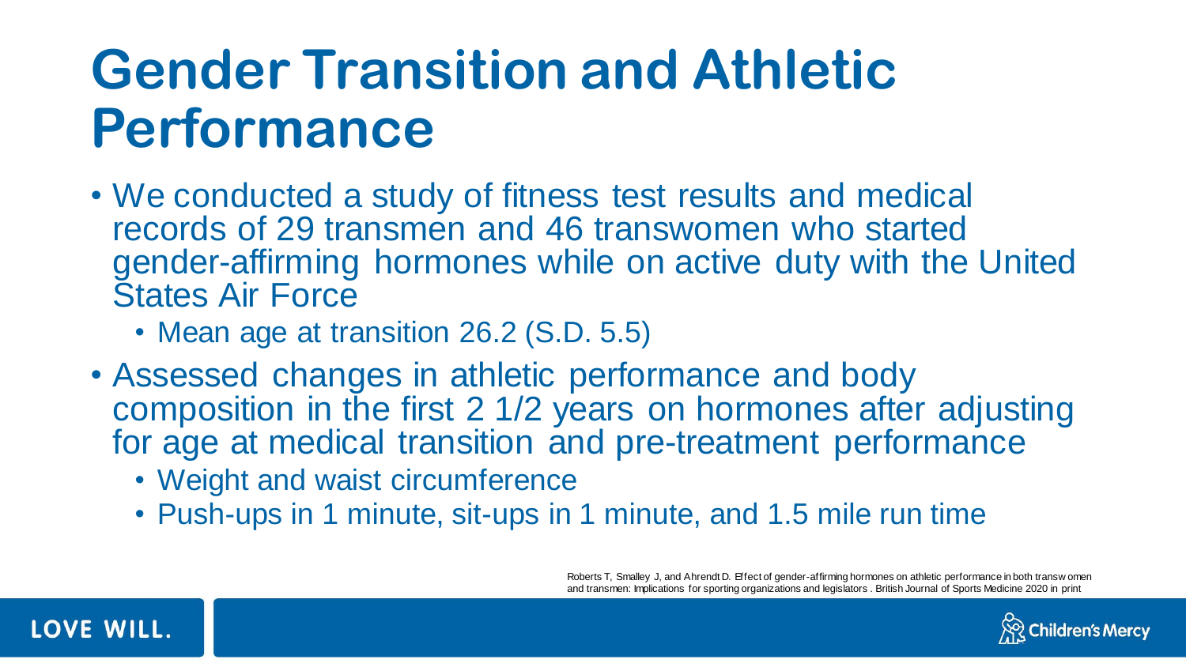# Gender Transition and Athletic Performance

- We conducted a study of fitness test results and medical records of 29 transmen and 46 transwomen who started gender-affirming hormones while on active duty with the United States Air Force
  - Mean age at transition 26.2 (S.D. 5.5)
- Assessed changes in athletic performance and body composition in the first 2 1/2 years on hormones after adjusting for age at medical transition and pre-treatment performance
  - Weight and waist circumference
  - Push-ups in 1 minute, sit-ups in 1 minute, and 1.5 mile run time

Roberts T, Smalley J, and Ahrendt D. Effect of gender-affirming hormones on athletic performance in both transwomen and transmen: Implications for sporting organizations and legislators. British Journal of Sports Medicine 2020 in print

LOVE WILL.

Children's Mercy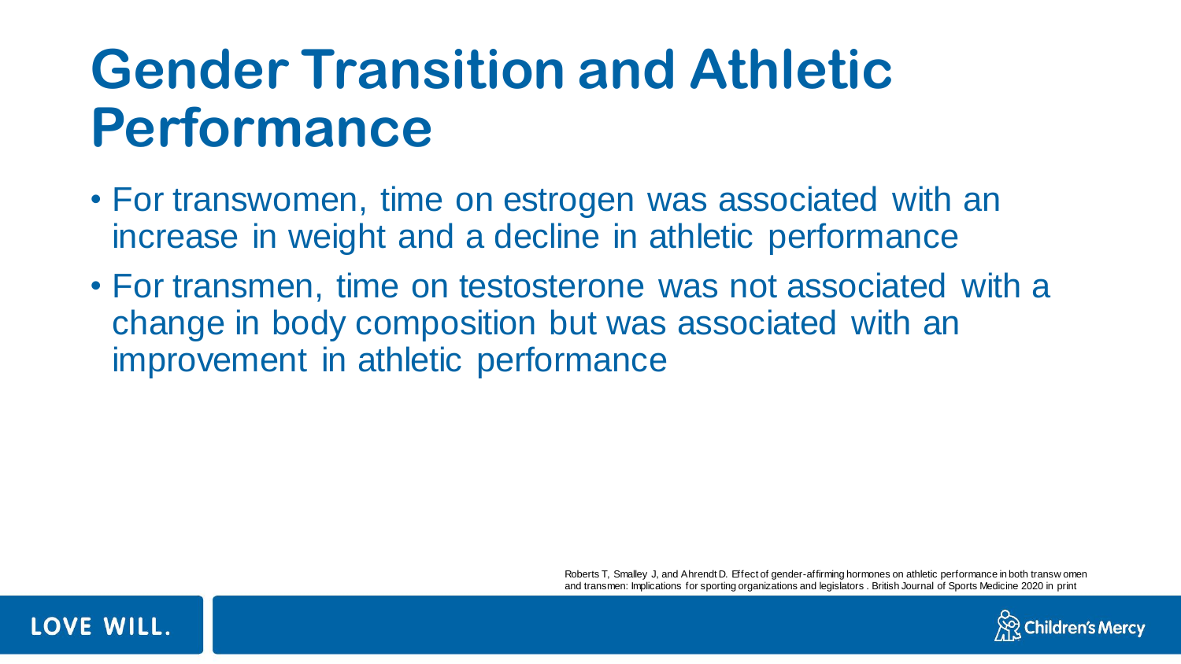# Gender Transition and Athletic Performance

- For transwomen, time on estrogen was associated with an increase in weight and a decline in athletic performance
- For transmen, time on testosterone was not associated with a change in body composition but was associated with an improvement in athletic performance

Roberts T, Smalley J, and Ahrendt D. Effect of gender-affirming hormones on athletic performance in both transwomen and transmen: Implications for sporting organizations and legislators . British Journal of Sports Medicine 2020 in print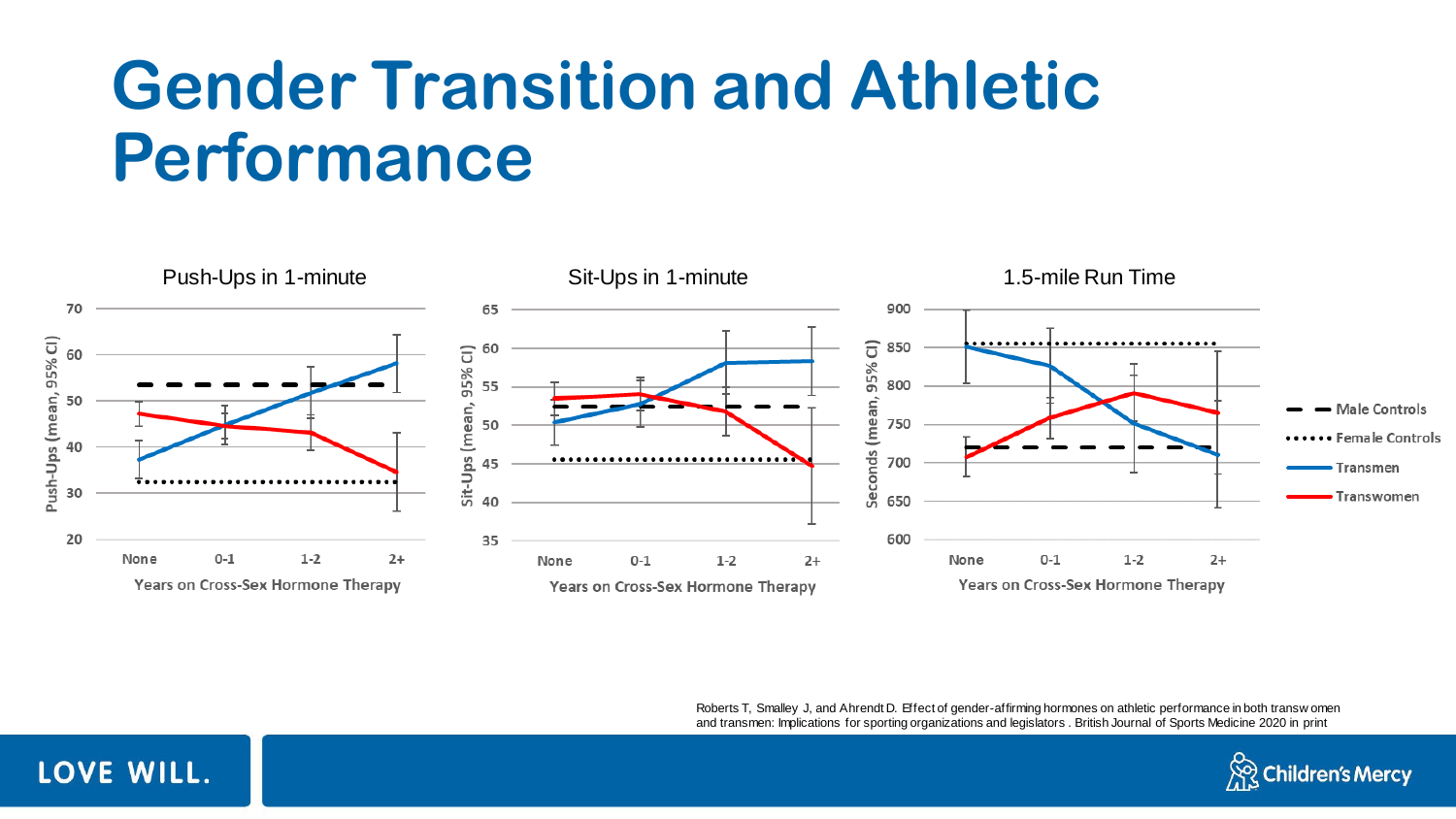# Gender Transition and Athletic Performance

Push-Ups in 1-minute

Sit-Ups in 1-minute

1.5-mile Run Time

Years on Cross-Sex Hormone Therapy

Male Controls

Female Controls

Transmen

Transwomen

Roberts T, Smalley J, and Ahrendt D. Effect of gender-affirming hormones on athletic performance in both transwomen and transmen: Implications for sporting organizations and legislators. British Journal of Sports Medicine 2020 in print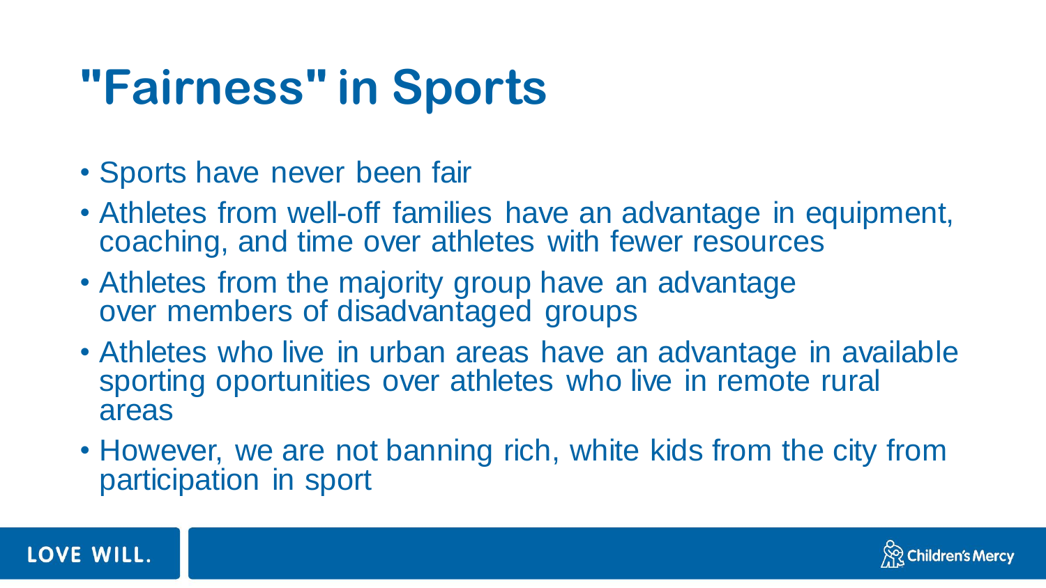# "Fairness" in Sports

- Sports have never been fair
- Athletes from well-off families have an advantage in equipment, coaching, and time over athletes with fewer resources
- Athletes from the majority group have an advantage over members of disadvantaged groups
- Athletes who live in urban areas have an advantage in available sporting oportunities over athletes who live in remote rural areas
- However, we are not banning rich, white kids from the city from participation in sport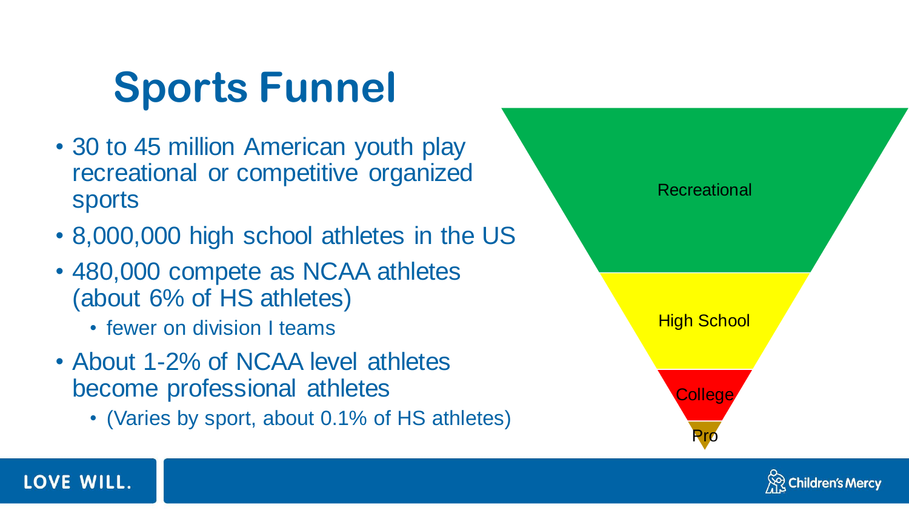# Sports Funnel

- 30 to 45 million American youth play recreational or competitive organized sports
- 8,000,000 high school athletes in the US
- 480,000 compete as NCAA athletes (about 6% of HS athletes)
  - fewer on division I teams
- About 1-2% of NCAA level athletes become professional athletes
  - (Varies by sport, about 0.1% of HS athletes)

Recreational

High School

College

Pro

LOVE WILL.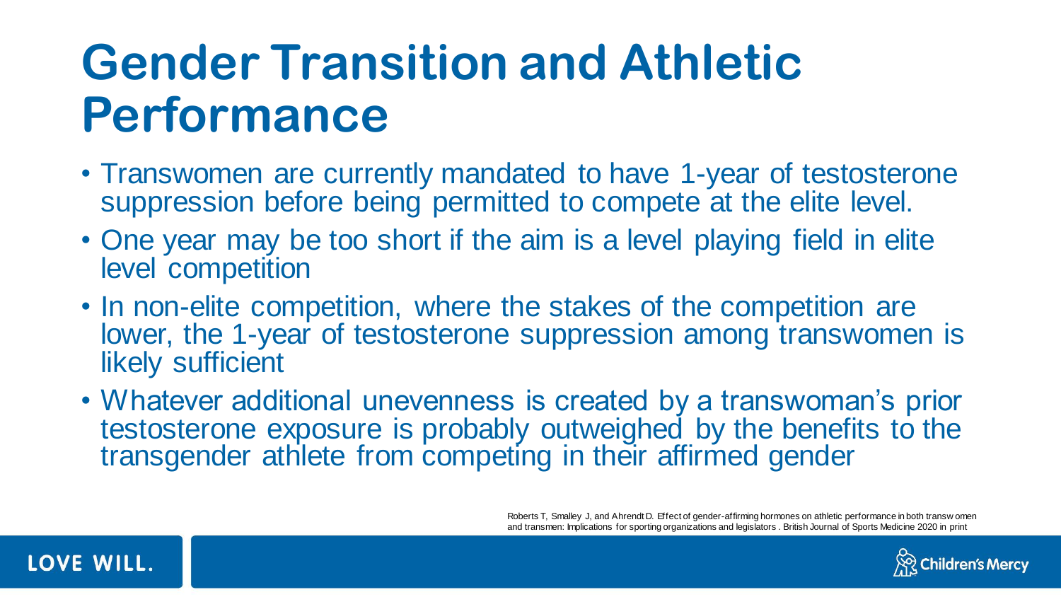# Gender Transition and Athletic Performance

- Transwomen are currently mandated to have 1-year of testosterone suppression before being permitted to compete at the elite level.
- One year may be too short if the aim is a level playing field in elite level competition
- In non-elite competition, where the stakes of the competition are lower, the 1-year of testosterone suppression among transwomen is likely sufficient
- Whatever additional unevenness is created by a transwoman's prior testosterone exposure is probably outweighed by the benefits to the transgender athlete from competing in their affirmed gender

Roberts T, Smalley J, and Ahrendt D. Effect of gender-affirming hormones on athletic performance in both transwomen and transmen: Implications for sporting organizations and legislators. British Journal of Sports Medicine 2020 in print

LOVE WILL.

Children's Mercy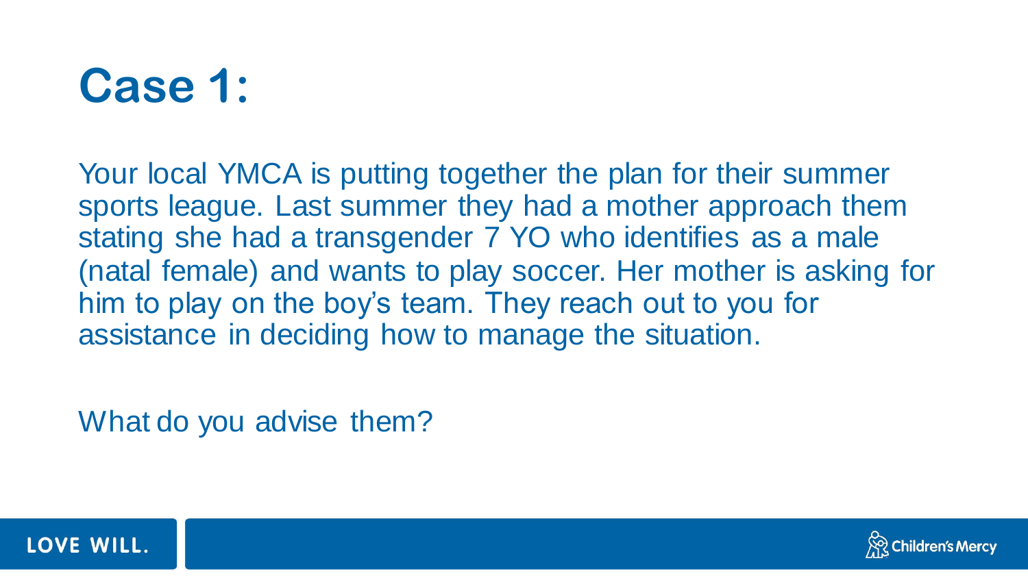# Case 1:

Your local YMCA is putting together the plan for their summer sports league. Last summer they had a mother approach them stating she had a transgender 7 YO who identifies as a male (natal female) and wants to play soccer. Her mother is asking for him to play on the boy's team. They reach out to you for assistance in deciding how to manage the situation.

What do you advise them?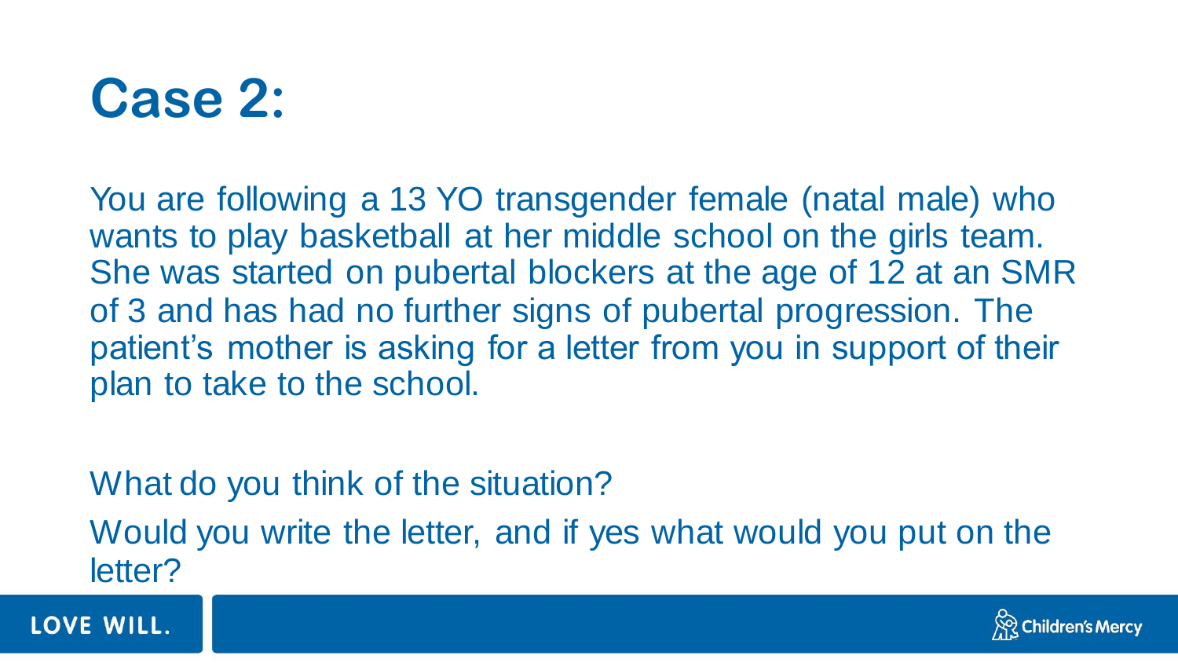# Case 2:

You are following a 13 YO transgender female (natal male) who wants to play basketball at her middle school on the girls team. She was started on pubertal blockers at the age of 12 at an SMR of 3 and has had no further signs of pubertal progression. The patient's mother is asking for a letter from you in support of their plan to take to the school.

What do you think of the situation?

Would you write the letter, and if yes what would you put on the letter?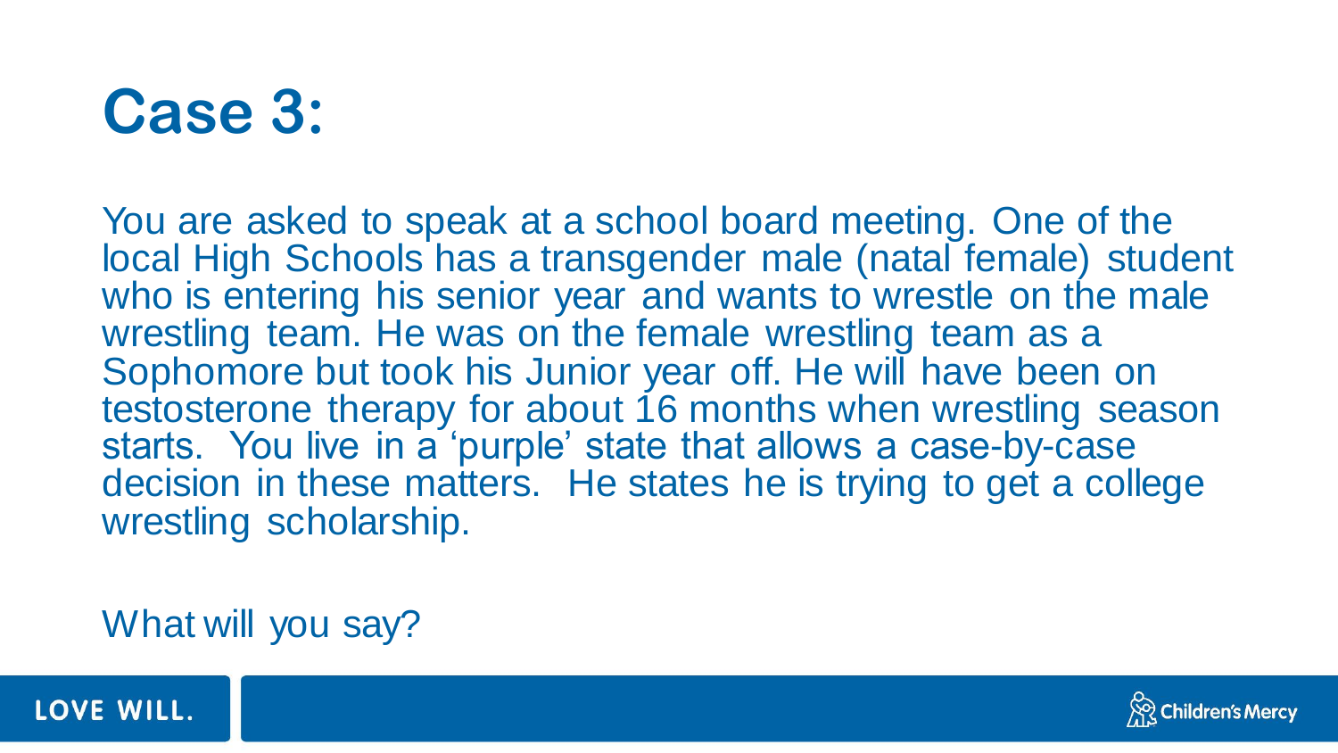# Case 3:

You are asked to speak at a school board meeting. One of the local High Schools has a transgender male (natal female) student who is entering his senior year and wants to wrestle on the male wrestling team. He was on the female wrestling team as a Sophomore but took his Junior year off. He will have been on testosterone therapy for about 16 months when wrestling season starts. You live in a 'purple' state that allows a case-by-case decision in these matters. He states he is trying to get a college wrestling scholarship.

What will you say?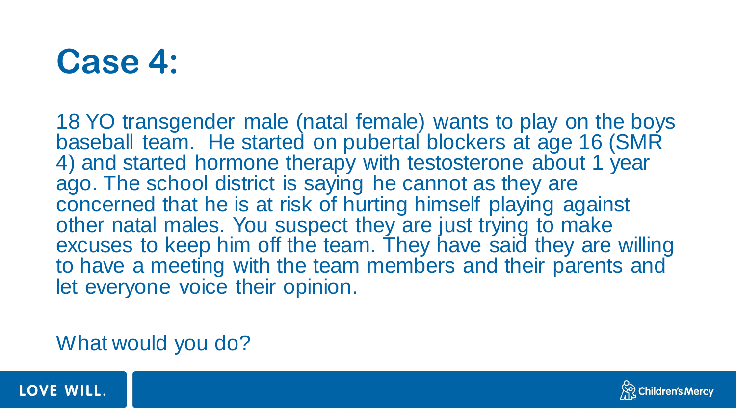# Case 4:

18 YO transgender male (natal female) wants to play on the boys baseball team. He started on pubertal blockers at age 16 (SMR 4) and started hormone therapy with testosterone about 1 year ago. The school district is saying he cannot as they are concerned that he is at risk of hurting himself playing against other natal males. You suspect they are just trying to make excuses to keep him off the team. They have said they are willing to have a meeting with the team members and their parents and let everyone voice their opinion.

What would you do?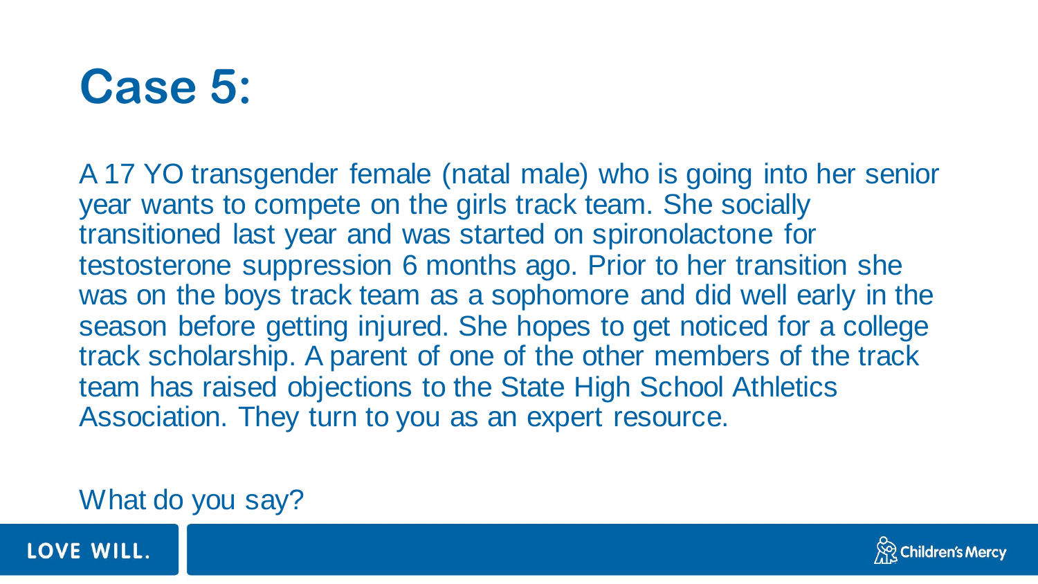# Case 5:

A 17 YO transgender female (natal male) who is going into her senior year wants to compete on the girls track team. She socially transitioned last year and was started on spironolactone for testosterone suppression 6 months ago. Prior to her transition she was on the boys track team as a sophomore and did well early in the season before getting injured. She hopes to get noticed for a college track scholarship. A parent of one of the other members of the track team has raised objections to the State High School Athletics Association. They turn to you as an expert resource.

What do you say?